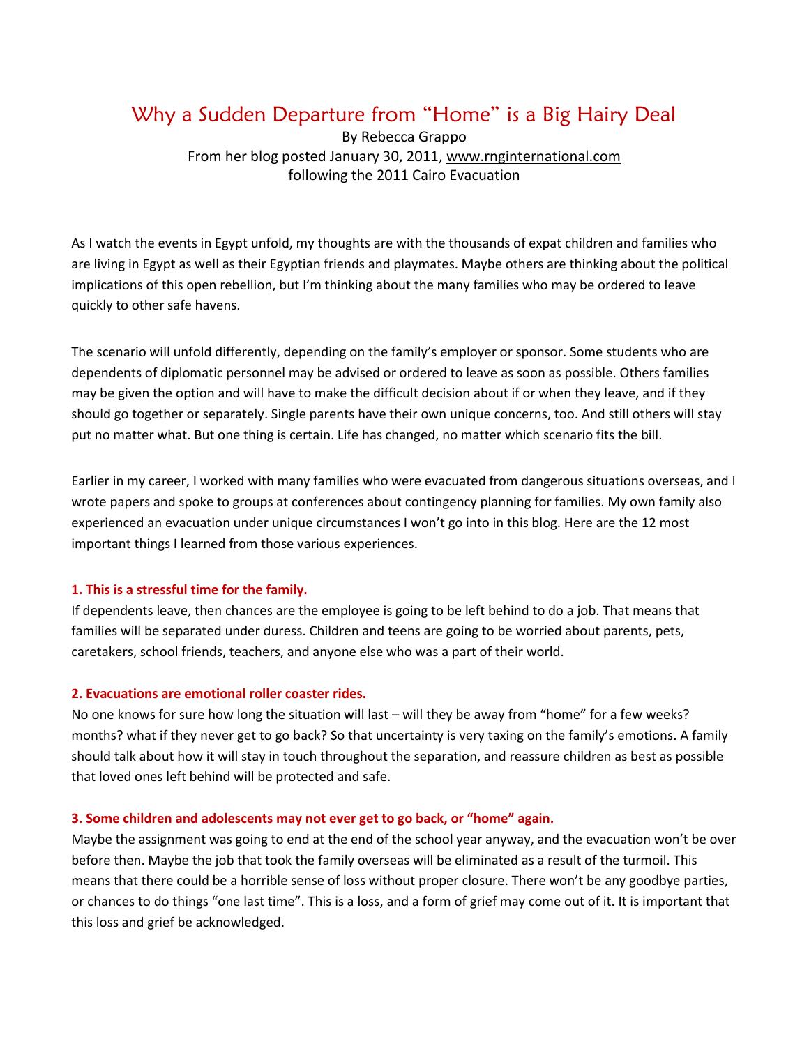# Why a Sudden Departure from "Home" is a Big Hairy Deal

By Rebecca Grappo
From her blog posted January 30, 2011, www.rnginternational.com
following the 2011 Cairo Evacuation

As I watch the events in Egypt unfold, my thoughts are with the thousands of expat children and families who are living in Egypt as well as their Egyptian friends and playmates. Maybe others are thinking about the political implications of this open rebellion, but I'm thinking about the many families who may be ordered to leave quickly to other safe havens.

The scenario will unfold differently, depending on the family's employer or sponsor. Some students who are dependents of diplomatic personnel may be advised or ordered to leave as soon as possible. Others families may be given the option and will have to make the difficult decision about if or when they leave, and if they should go together or separately. Single parents have their own unique concerns, too. And still others will stay put no matter what. But one thing is certain. Life has changed, no matter which scenario fits the bill.

Earlier in my career, I worked with many families who were evacuated from dangerous situations overseas, and I wrote papers and spoke to groups at conferences about contingency planning for families. My own family also experienced an evacuation under unique circumstances I won't go into in this blog. Here are the 12 most important things I learned from those various experiences.

**1. This is a stressful time for the family.**

If dependents leave, then chances are the employee is going to be left behind to do a job. That means that families will be separated under duress. Children and teens are going to be worried about parents, pets, caretakers, school friends, teachers, and anyone else who was a part of their world.

**2. Evacuations are emotional roller coaster rides.**

No one knows for sure how long the situation will last – will they be away from "home" for a few weeks? months? what if they never get to go back? So that uncertainty is very taxing on the family's emotions. A family should talk about how it will stay in touch throughout the separation, and reassure children as best as possible that loved ones left behind will be protected and safe.

**3. Some children and adolescents may not ever get to go back, or "home" again.**

Maybe the assignment was going to end at the end of the school year anyway, and the evacuation won't be over before then. Maybe the job that took the family overseas will be eliminated as a result of the turmoil. This means that there could be a horrible sense of loss without proper closure. There won't be any goodbye parties, or chances to do things "one last time". This is a loss, and a form of grief may come out of it. It is important that this loss and grief be acknowledged.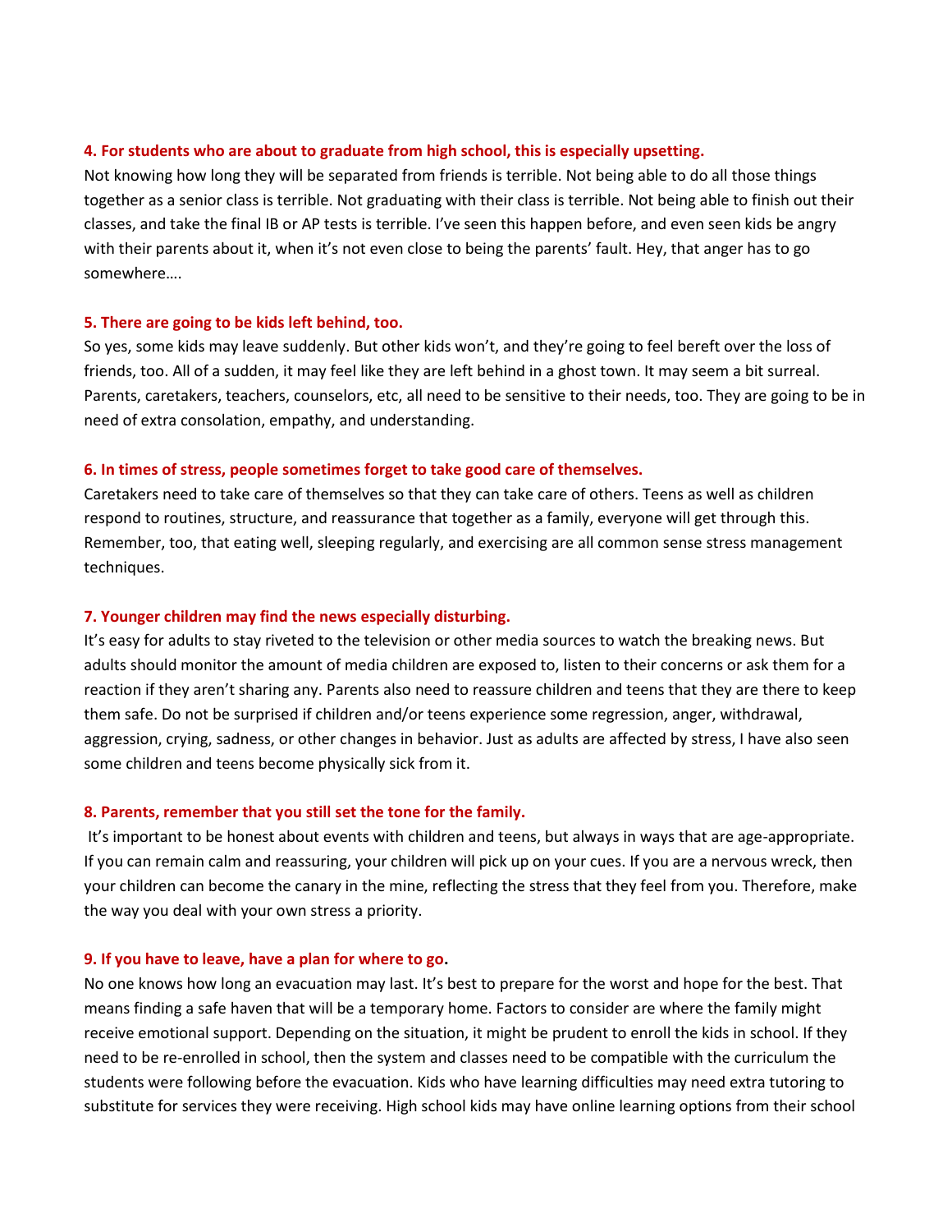**4. For students who are about to graduate from high school, this is especially upsetting.**

Not knowing how long they will be separated from friends is terrible. Not being able to do all those things together as a senior class is terrible. Not graduating with their class is terrible. Not being able to finish out their classes, and take the final IB or AP tests is terrible. I've seen this happen before, and even seen kids be angry with their parents about it, when it's not even close to being the parents' fault. Hey, that anger has to go somewhere….

**5. There are going to be kids left behind, too.**

So yes, some kids may leave suddenly. But other kids won't, and they're going to feel bereft over the loss of friends, too. All of a sudden, it may feel like they are left behind in a ghost town. It may seem a bit surreal. Parents, caretakers, teachers, counselors, etc, all need to be sensitive to their needs, too. They are going to be in need of extra consolation, empathy, and understanding.

**6. In times of stress, people sometimes forget to take good care of themselves.**

Caretakers need to take care of themselves so that they can take care of others. Teens as well as children respond to routines, structure, and reassurance that together as a family, everyone will get through this. Remember, too, that eating well, sleeping regularly, and exercising are all common sense stress management techniques.

**7. Younger children may find the news especially disturbing.**

It's easy for adults to stay riveted to the television or other media sources to watch the breaking news. But adults should monitor the amount of media children are exposed to, listen to their concerns or ask them for a reaction if they aren't sharing any. Parents also need to reassure children and teens that they are there to keep them safe. Do not be surprised if children and/or teens experience some regression, anger, withdrawal, aggression, crying, sadness, or other changes in behavior. Just as adults are affected by stress, I have also seen some children and teens become physically sick from it.

**8. Parents, remember that you still set the tone for the family.**

It's important to be honest about events with children and teens, but always in ways that are age-appropriate. If you can remain calm and reassuring, your children will pick up on your cues. If you are a nervous wreck, then your children can become the canary in the mine, reflecting the stress that they feel from you. Therefore, make the way you deal with your own stress a priority.

**9. If you have to leave, have a plan for where to go.**

No one knows how long an evacuation may last. It's best to prepare for the worst and hope for the best. That means finding a safe haven that will be a temporary home. Factors to consider are where the family might receive emotional support. Depending on the situation, it might be prudent to enroll the kids in school. If they need to be re-enrolled in school, then the system and classes need to be compatible with the curriculum the students were following before the evacuation. Kids who have learning difficulties may need extra tutoring to substitute for services they were receiving. High school kids may have online learning options from their school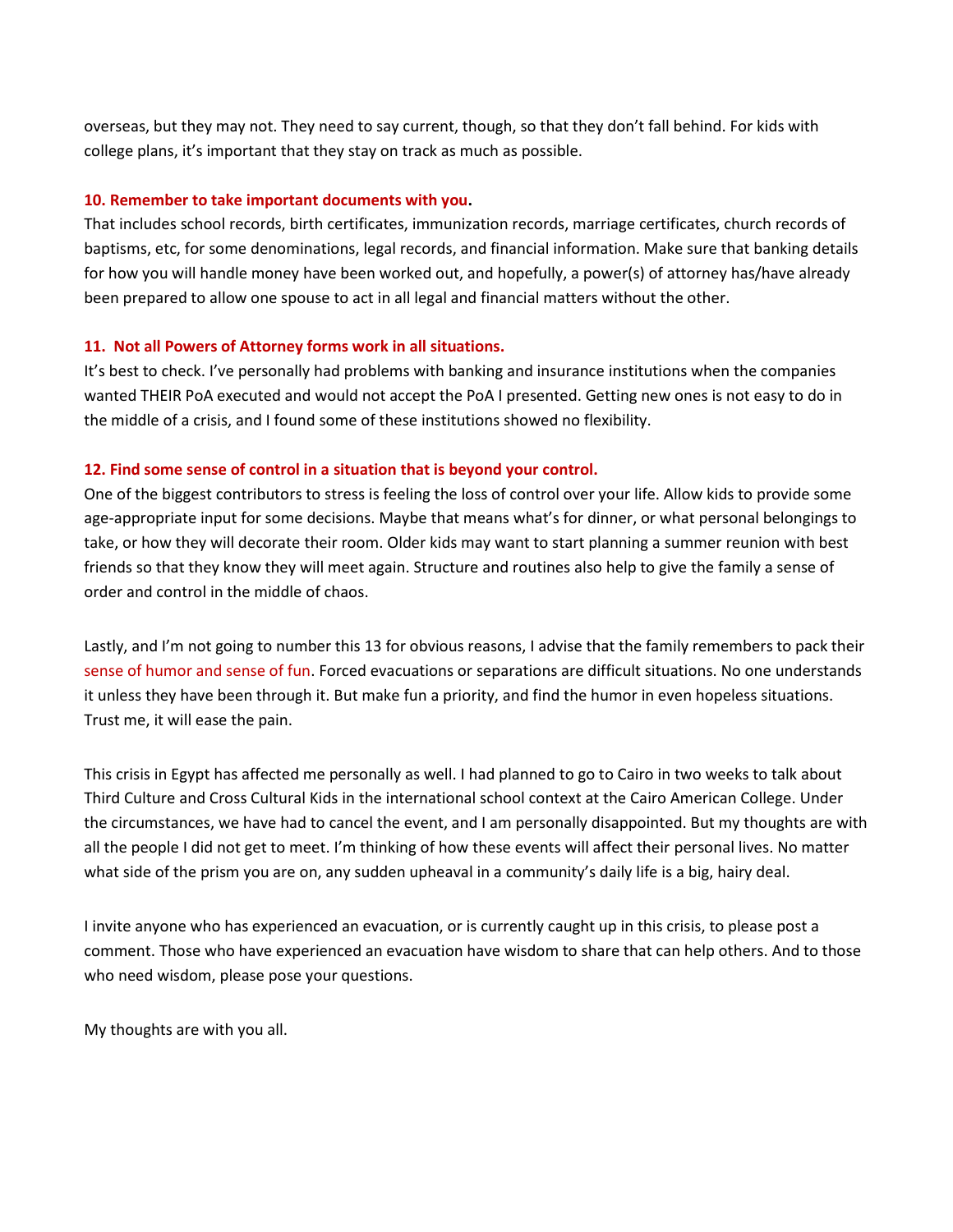overseas, but they may not. They need to say current, though, so that they don't fall behind. For kids with college plans, it's important that they stay on track as much as possible.

**10. Remember to take important documents with you.**

That includes school records, birth certificates, immunization records, marriage certificates, church records of baptisms, etc, for some denominations, legal records, and financial information. Make sure that banking details for how you will handle money have been worked out, and hopefully, a power(s) of attorney has/have already been prepared to allow one spouse to act in all legal and financial matters without the other.

**11. Not all Powers of Attorney forms work in all situations.**

It's best to check. I've personally had problems with banking and insurance institutions when the companies wanted THEIR PoA executed and would not accept the PoA I presented. Getting new ones is not easy to do in the middle of a crisis, and I found some of these institutions showed no flexibility.

**12. Find some sense of control in a situation that is beyond your control.**

One of the biggest contributors to stress is feeling the loss of control over your life. Allow kids to provide some age-appropriate input for some decisions. Maybe that means what's for dinner, or what personal belongings to take, or how they will decorate their room. Older kids may want to start planning a summer reunion with best friends so that they know they will meet again. Structure and routines also help to give the family a sense of order and control in the middle of chaos.

Lastly, and I'm not going to number this 13 for obvious reasons, I advise that the family remembers to pack their sense of humor and sense of fun. Forced evacuations or separations are difficult situations. No one understands it unless they have been through it. But make fun a priority, and find the humor in even hopeless situations. Trust me, it will ease the pain.

This crisis in Egypt has affected me personally as well. I had planned to go to Cairo in two weeks to talk about Third Culture and Cross Cultural Kids in the international school context at the Cairo American College. Under the circumstances, we have had to cancel the event, and I am personally disappointed. But my thoughts are with all the people I did not get to meet. I'm thinking of how these events will affect their personal lives. No matter what side of the prism you are on, any sudden upheaval in a community's daily life is a big, hairy deal.

I invite anyone who has experienced an evacuation, or is currently caught up in this crisis, to please post a comment. Those who have experienced an evacuation have wisdom to share that can help others. And to those who need wisdom, please pose your questions.

My thoughts are with you all.